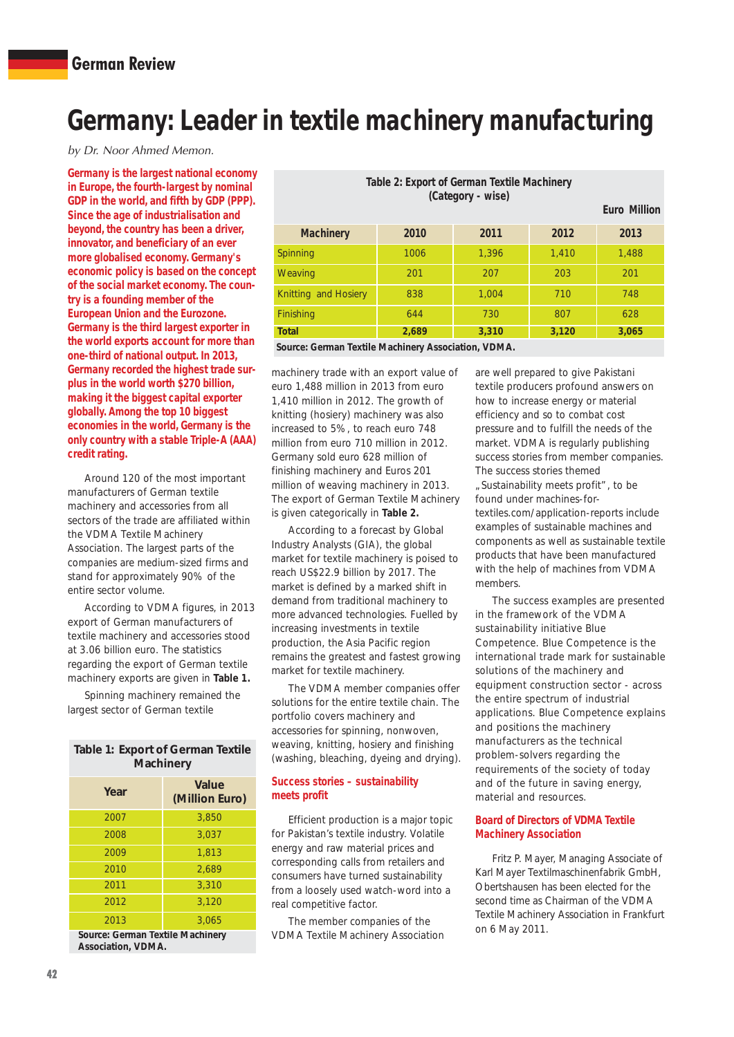# Germany: Leader in textile machinery manufacturing

*by Dr. Noor Ahmed Memon.*

**Germany is the largest national economy in Europe, the fourth-largest by nominal GDP in the world, and fifth by GDP (PPP). Since the age of industrialisation and beyond, the country has been a driver, innovator, and beneficiary of an ever more globalised economy. Germany's economic policy is based on the concept of the social market economy. The country is a founding member of the European Union and the Eurozone. Germany is the third largest exporter in the world exports account for more than one-third of national output. In 2013, Germany recorded the highest surplus in the world worth $270 billion, making it the biggest capital exporter globally. Among the top 10 biggest economies in the world, Germany is the only country with a stable Triple-A (AAA) credit rating.**

Around 120 of the most important manufacturers of German textile machinery and accessories from all sectors of the trade are affiliated within the VDMA Textile Machinery Association. The largest parts of the companies are medium-sized firms and stand for approximately 90% of the entire sector volume.

According to VDMA figures, in 2013 export of German manufacturers of textile machinery and accessories stood at 3.06 billion euro. The statistics regarding the export of German textile machinery exports are given in **Table 1.**

Spinning machinery remained the largest sector of German textile machinery trade with an export value of euro 1,488 million in 2013 from euro 1,410 million in 2012. The growth of knitting (hosiery) machinery was also increased to 5%, to reach euro 748 million from euro 710 million in 2012. Germany sold euro 628 million of finishing machinery and Euros 201 million of weaving machinery in 2013. The export of German Textile Machinery is given categorically in **Table 2.**

**Table 1: Export of German Textile Machinery**

| Year | Value (Million Euro) |
|---|---|
| 2007 | 3,850 |
| 2008 | 3,037 |
| 2009 | 1,813 |
| 2010 | 2,689 |
| 2011 | 3,310 |
| 2012 | 3,120 |
| 2013 | 3,065 |

Source: German Textile Machinery Association, VDMA.

**Table 2: Export of German Textile Machinery (Category - wise)**

Euro Million

| Machinery | 2010 | 2011 | 2012 | 2013 |
|---|---|---|---|---|
| Spinning | 1006 | 1,396 | 1,410 | 1,488 |
| Weaving | 201 | 207 | 203 | 201 |
| Knitting and Hosiery | 838 | 1,004 | 710 | 748 |
| Finishing | 644 | 730 | 807 | 628 |
| **Total** | **2,689** | **3,310** | **3,120** | **3,065** |

Source: German Textile Machinery Association, VDMA.

According to a forecast by Global Industry Analysts (GIA), the global market for textile machinery is poised to reach US$22.9 billion by 2017. The market is defined by a marked shift in demand from traditional machinery to more advanced technologies. Fuelled by increasing investments in textile production, the Asia Pacific region remains the greatest and fastest growing market for textile machinery.

The VDMA member companies offer solutions for the entire textile chain. The portfolio covers machinery and accessories for spinning, nonwoven, weaving, knitting, hosiery and finishing (washing, bleaching, dyeing and drying).

## Success stories – sustainability meets profit

Efficient production is a major topic for Pakistan's textile industry. Volatile energy and raw material prices and corresponding calls from retailers and consumers have turned sustainability from a loosely used watch-word into a real competitive factor.

The member companies of the VDMA Textile Machinery Association are well prepared to give Pakistani textile producers profound answers on how to increase energy or material efficiency and so to combat cost pressure and to fulfill the needs of the market. VDMA is regularly publishing success stories from member companies. The success stories themed „Sustainability meets profit", to be found under machines-for-textiles.com/application-reports include examples of sustainable machines and components as well as sustainable textile products that have been manufactured with the help of machines from VDMA members.

The success examples are presented in the framework of the VDMA sustainability initiative Blue Competence. Blue Competence is the international trade mark for sustainable solutions of the machinery and equipment construction sector - across the entire spectrum of industrial applications. Blue Competence explains and positions the machinery manufacturers as the technical problem-solvers regarding the requirements of the society of today and of the future in saving energy, material and resources.

## Board of Directors of VDMA Textile Machinery Association

Fritz P. Mayer, Managing Associate of Karl Mayer Textilmaschinenfabrik GmbH, Obertshausen has been elected for the second time as Chairman of the VDMA Textile Machinery Association in Frankfurt on 6 May 2011.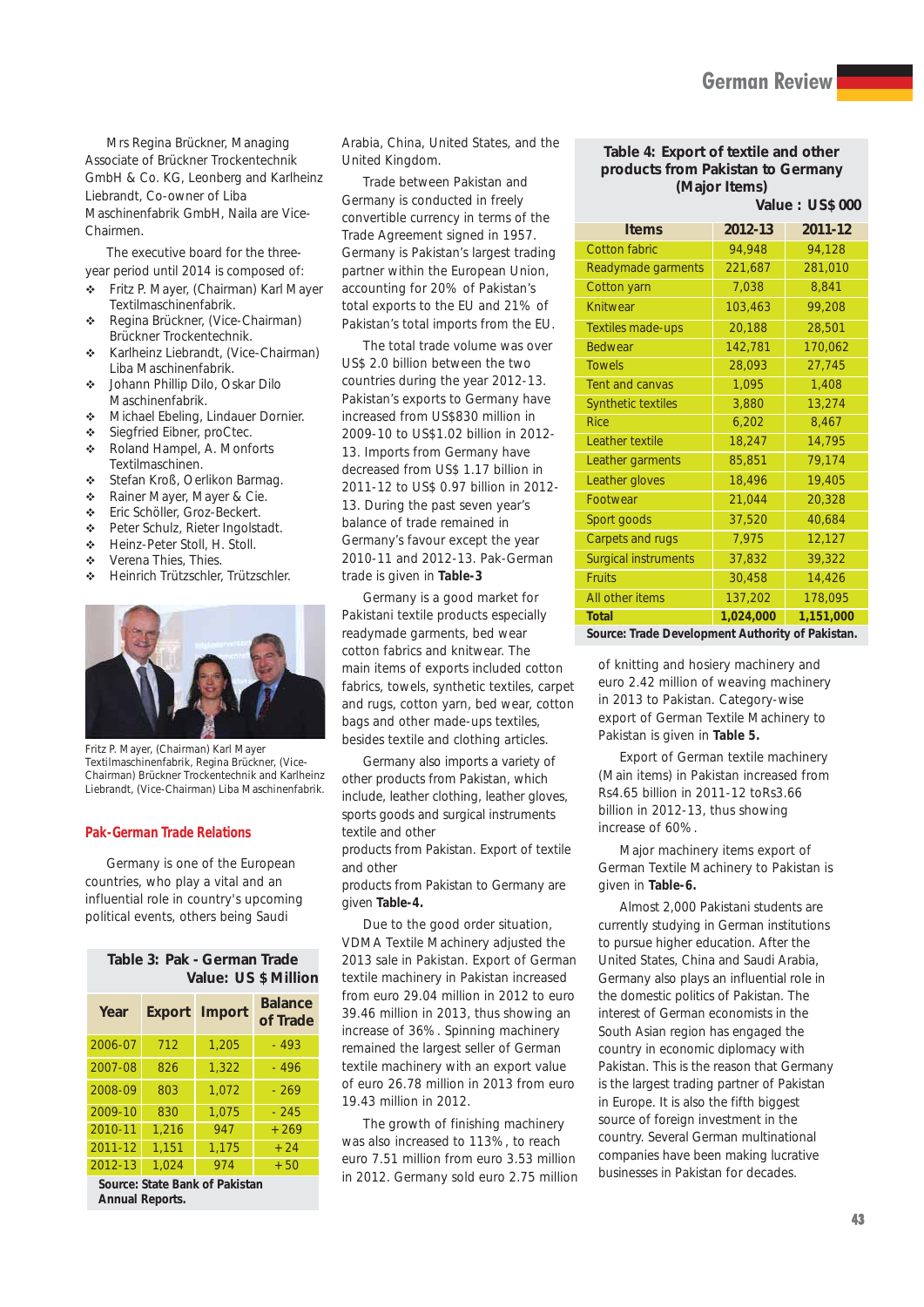Mrs Regina Brückner, Managing Associate of Brückner Trockentechnik GmbH & Co. KG, Leonberg and Karlheinz Liebrandt, Co-owner of Liba Maschinenfabrik GmbH, Naila are Vice-Chairmen.

The executive board for the three-year period until 2014 is composed of:

- Fritz P. Mayer, (Chairman) Karl Mayer Textilmaschinenfabrik.
- Regina Brückner, (Vice-Chairman) Brückner Trockentechnik.
- Karlheinz Liebrandt, (Vice-Chairman) Liba Maschinenfabrik.
- Johann Phillip Dilo, Oskar Dilo Maschinenfabrik.
- Michael Ebeling, Lindauer Dornier.
- Siegfried Eibner, proCtec.
- Roland Hampel, A. Monforts Textilmaschinen.
- Stefan Kroß, Oerlikon Barmag.
- Rainer Mayer, Mayer & Cie.
- Eric Schöller, Groz-Beckert.
- Peter Schulz, Rieter Ingolstadt.
- Heinz-Peter Stoll, H. Stoll.
- Verena Thies, Thies.
- Heinrich Trützschler, Trützschler.

Fritz P. Mayer, (Chairman) Karl Mayer Textilmaschinenfabrik, Regina Brückner, (Vice-Chairman) Brückner Trockentechnik and Karlheinz Liebrandt, (Vice-Chairman) Liba Maschinenfabrik.

## Pak-German Trade Relations

Germany is one of the European countries, who play a vital and an influential role in country's upcoming political events, others being Saudi Arabia, China, United States, and the United Kingdom.

Trade between Pakistan and Germany is conducted in freely convertible currency in terms of the Trade Agreement signed in 1957. Germany is Pakistan's largest trading partner within the European Union, accounting for 20% of Pakistan's total exports to the EU and 21% of Pakistan's total imports from the EU.

The total trade volume was over US$ 2.0 billion between the two countries during the year 2012-13. Pakistan's exports to Germany have increased from US$830 million in 2009-10 to US$1.02 billion in 2012-13. Imports from Germany have decreased from US$ 1.17 billion in 2011-12 to US$ 0.97 billion in 2012-13. During the past seven year's balance of trade remained in Germany's favour except the year 2010-11 and 2012-13. Pak-German trade is given in **Table-3**

**Table 3: Pak - German Trade**
**Value: US $ Million**

| Year | Export | Import | Balance of Trade |
|---|---|---|---|
| 2006-07 | 712 | 1,205 | - 493 |
| 2007-08 | 826 | 1,322 | - 496 |
| 2008-09 | 803 | 1,072 | - 269 |
| 2009-10 | 830 | 1,075 | - 245 |
| 2010-11 | 1,216 | 947 | +269 |
| 2011-12 | 1,151 | 1,175 | +24 |
| 2012-13 | 1,024 | 974 | +50 |

**Source: State Bank of Pakistan Annual Reports.**

Germany is a good market for Pakistani textile products especially readymade garments, bed wear cotton fabrics and knitwear. The main items of exports included cotton fabrics, towels, synthetic textiles, carpet and rugs, cotton yarn, bed wear, cotton bags and other made-ups textiles, besides textile and clothing articles.

Germany also imports a variety of other products from Pakistan, which include, leather clothing, leather gloves, sports goods and surgical instruments textile and other products from Pakistan. Export of textile and other products from Pakistan to Germany are given **Table-4.**

**Table 4: Export of textile and other products from Pakistan to Germany (Major Items)**
**Value : US$ 000**

| Items | 2012-13 | 2011-12 |
|---|---|---|
| Cotton fabric | 94,948 | 94,128 |
| Readymade garments | 221,687 | 281,010 |
| Cotton yarn | 7,038 | 8,841 |
| Knitwear | 103,463 | 99,208 |
| Textiles made-ups | 20,188 | 28,501 |
| Bedwear | 142,781 | 170,062 |
| Towels | 28,093 | 27,745 |
| Tent and canvas | 1,095 | 1,408 |
| Synthetic textiles | 3,880 | 13,274 |
| Rice | 6,202 | 8,467 |
| Leather textile | 18,247 | 14,795 |
| Leather garments | 85,851 | 79,174 |
| Leather gloves | 18,496 | 19,405 |
| Footwear | 21,044 | 20,328 |
| Sport goods | 37,520 | 40,684 |
| Carpets and rugs | 7,975 | 12,127 |
| Surgical instruments | 37,832 | 39,322 |
| Fruits | 30,458 | 14,426 |
| All other items | 137,202 | 178,095 |
| **Total** | **1,024,000** | **1,151,000** |

**Source: Trade Development Authority of Pakistan.**

Due to the good order situation, VDMA Textile Machinery adjusted the 2013 sale in Pakistan. Export of German textile machinery in Pakistan increased from euro 29.04 million in 2012 to euro 39.46 million in 2013, thus showing an increase of 36%. Spinning machinery remained the largest seller of German textile machinery with an export value of euro 26.78 million in 2013 from euro 19.43 million in 2012.

The growth of finishing machinery was also increased to 113%, to reach euro 7.51 million from euro 3.53 million in 2012. Germany sold euro 2.75 million of knitting and hosiery machinery and euro 2.42 million of weaving machinery in 2013 to Pakistan. Category-wise export of German Textile Machinery to Pakistan is given in **Table 5.**

Export of German textile machinery (Main items) in Pakistan increased from Rs4.65 billion in 2011-12 toRs3.66 billion in 2012-13, thus showing increase of 60%.

Major machinery items export of German Textile Machinery to Pakistan is given in **Table-6.**

Almost 2,000 Pakistani students are currently studying in German institutions to pursue higher education. After the United States, China and Saudi Arabia, Germany also plays an influential role in the domestic politics of Pakistan. The interest of German economists in the South Asian region has engaged the country in economic diplomacy with Pakistan. This is the reason that Germany is the largest trading partner of Pakistan in Europe. It is also the fifth biggest source of foreign investment in the country. Several German multinational companies have been making lucrative businesses in Pakistan for decades.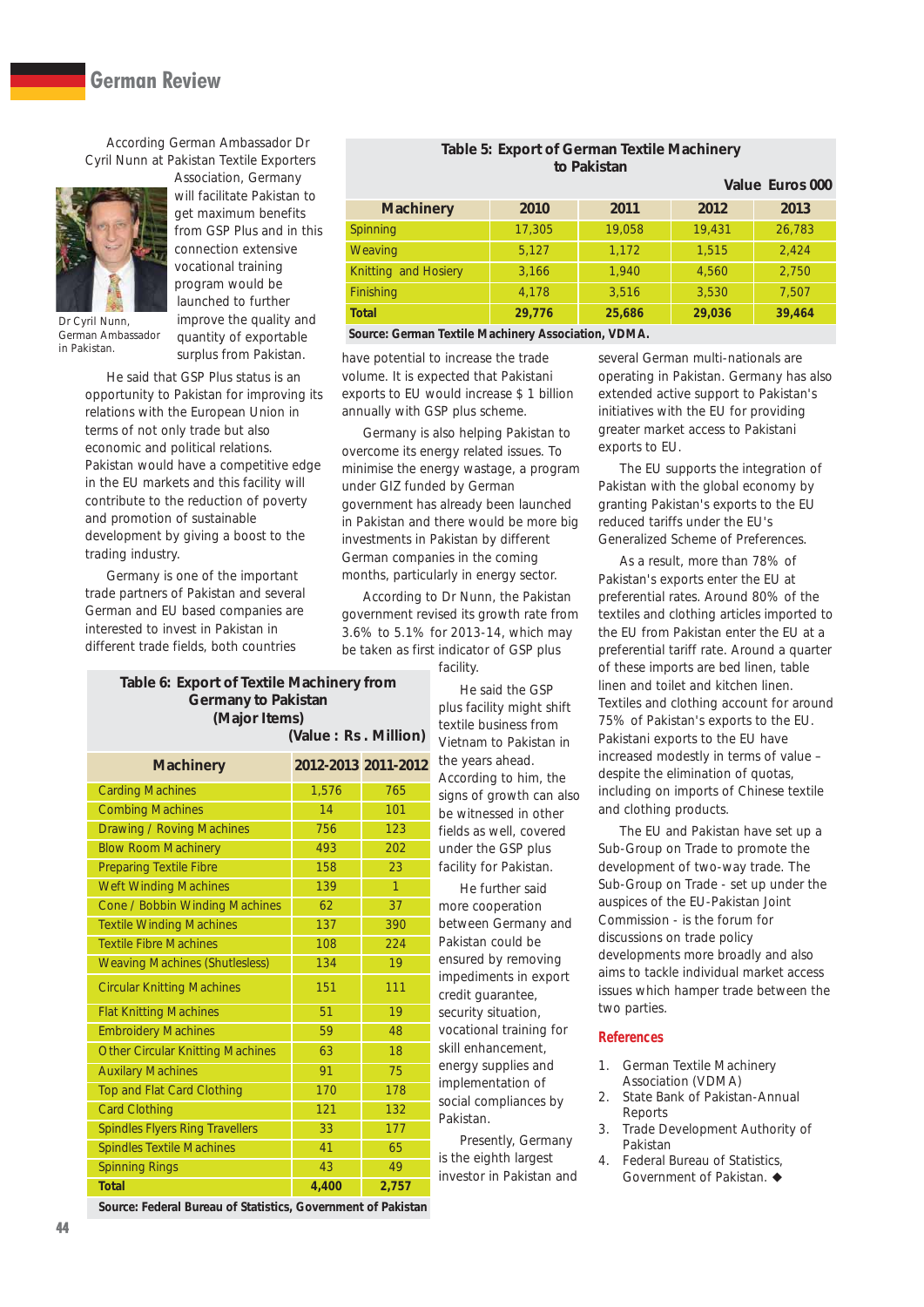According German Ambassador Dr Cyril Nunn at Pakistan Textile Exporters Association, Germany will facilitate Pakistan to get maximum benefits from GSP Plus and in this connection extensive vocational training program would be launched to further improve the quality and quantity of exportable surplus from Pakistan.

Dr Cyril Nunn, German Ambassador in Pakistan.

He said that GSP Plus status is an opportunity to Pakistan for improving its relations with the European Union in terms of not only trade but also economic and political relations. Pakistan would have a competitive edge in the EU markets and this facility will contribute to the reduction of poverty and promotion of sustainable development by giving a boost to the trading industry.

Germany is one of the important trade partners of Pakistan and several German and EU based companies are interested to invest in Pakistan in different trade fields, both countries have potential to increase the trade volume. It is expected that Pakistani exports to EU would increase $ 1 billion annually with GSP plus scheme.

Germany is also helping Pakistan to overcome its energy related issues. To minimise the energy wastage, a program under GIZ funded by German government has already been launched in Pakistan and there would be more big investments in Pakistan by different German companies in the coming months, particularly in energy sector.

According to Dr Nunn, the Pakistan government revised its growth rate from 3.6% to 5.1% for 2013-14, which may be taken as first indicator of GSP plus facility.

He said the GSP plus facility might shift textile business from Vietnam to Pakistan in the years ahead. According to him, the signs of growth can also be witnessed in other fields as well, covered under the GSP plus facility for Pakistan.

He further said more cooperation between Germany and Pakistan could be ensured by removing impediments in export credit guarantee, security situation, vocational training for skill enhancement, energy supplies and implementation of social compliances by Pakistan.

Presently, Germany is the eighth largest investor in Pakistan and several German multi-nationals are operating in Pakistan. Germany has also extended active support to Pakistan's initiatives with the EU for providing greater market access to Pakistani exports to EU.

The EU supports the integration of Pakistan with the global economy by granting Pakistan's exports to the EU reduced tariffs under the EU's Generalized Scheme of Preferences.

As a result, more than 78% of Pakistan's exports enter the EU at preferential rates. Around 80% of the textiles and clothing articles imported to the EU from Pakistan enter the EU at a preferential tariff rate. Around a quarter of these imports are bed linen, table linen and toilet and kitchen linen. Textiles and clothing account for around 75% of Pakistan's exports to the EU. Pakistani exports to the EU have increased modestly in terms of value – despite the elimination of quotas, including on imports of Chinese textile and clothing products.

The EU and Pakistan have set up a Sub-Group on Trade to promote the development of two-way trade. The Sub-Group on Trade - set up under the auspices of the EU-Pakistan Joint Commission - is the forum for discussions on trade policy developments more broadly and also aims to tackle individual market access issues which hamper trade between the two parties.

**Table 5: Export of German Textile Machinery to Pakistan**

Value Euros 000

| Machinery | 2010 | 2011 | 2012 | 2013 |
|---|---|---|---|---|
| Spinning | 17,305 | 19,058 | 19,431 | 26,783 |
| Weaving | 5,127 | 1,172 | 1,515 | 2,424 |
| Knitting and Hosiery | 3,166 | 1,940 | 4,560 | 2,750 |
| Finishing | 4,178 | 3,516 | 3,530 | 7,507 |
| **Total** | **29,776** | **25,686** | **29,036** | **39,464** |

**Source: German Textile Machinery Association, VDMA.**

**Table 6: Export of Textile Machinery from Germany to Pakistan (Major Items)**

(Value : Rs. Million)

| Machinery | 2012-2013 | 2011-2012 |
|---|---|---|
| Carding Machines | 1,576 | 765 |
| Combing Machines | 14 | 101 |
| Drawing / Roving Machines | 756 | 123 |
| Blow Room Machinery | 493 | 202 |
| Preparing Textile Fibre | 158 | 23 |
| Weft Winding Machines | 139 | 1 |
| Cone / Bobbin Winding Machines | 62 | 37 |
| Textile Winding Machines | 137 | 390 |
| Textile Fibre Machines | 108 | 224 |
| Weaving Machines (Shutlesless) | 134 | 19 |
| Circular Knitting Machines | 151 | 111 |
| Flat Knitting Machines | 51 | 19 |
| Embroidery Machines | 59 | 48 |
| Other Circular Knitting Machines | 63 | 18 |
| Auxilary Machines | 91 | 75 |
| Top and Flat Card Clothing | 170 | 178 |
| Card Clothing | 121 | 132 |
| Spindles Flyers Ring Travellers | 33 | 177 |
| Spindles Textile Machines | 41 | 65 |
| Spinning Rings | 43 | 49 |
| **Total** | **4,400** | **2,757** |

**Source: Federal Bureau of Statistics, Government of Pakistan**

## References

1. German Textile Machinery Association (VDMA)
2. State Bank of Pakistan-Annual Reports
3. Trade Development Authority of Pakistan
4. Federal Bureau of Statistics, Government of Pakistan. ◆